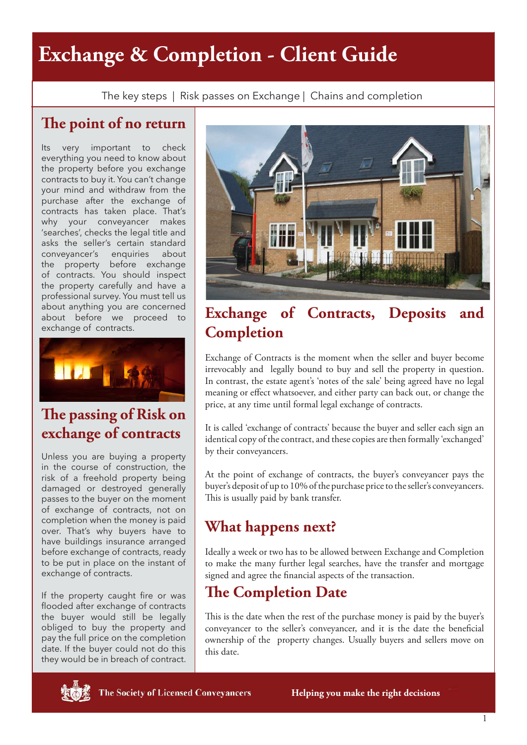# Exchange & Completion - Client Guide

The key steps | Risk passes on Exchange | Chains and completion

## The point of no return

Its very important to check everything you need to know about the property before you exchange contracts to buy it. You can't change your mind and withdraw from the purchase after the exchange of contracts has taken place. That's why your conveyancer makes 'searches', checks the legal title and asks the seller's certain standard conveyancer's enquiries about the property before exchange of contracts. You should inspect the property carefully and have a professional survey. You must tell us about anything you are concerned about before we proceed to exchange of contracts.

## The passing of Risk on exchange of contracts

Unless you are buying a property in the course of construction, the risk of a freehold property being damaged or destroyed generally passes to the buyer on the moment of exchange of contracts, not on completion when the money is paid over. That's why buyers have to have buildings insurance arranged before exchange of contracts, ready to be put in place on the instant of exchange of contracts.

If the property caught fire or was flooded after exchange of contracts the buyer would still be legally obliged to buy the property and pay the full price on the completion date. If the buyer could not do this they would be in breach of contract.

## Exchange of Contracts, Deposits and Completion

Exchange of Contracts is the moment when the seller and buyer become irrevocably and legally bound to buy and sell the property in question. In contrast, the estate agent's 'notes of the sale' being agreed have no legal meaning or effect whatsoever, and either party can back out, or change the price, at any time until formal legal exchange of contracts.

It is called 'exchange of contracts' because the buyer and seller each sign an identical copy of the contract, and these copies are then formally 'exchanged' by their conveyancers.

At the point of exchange of contracts, the buyer's conveyancer pays the buyer's deposit of up to 10% of the purchase price to the seller's conveyancers. This is usually paid by bank transfer.

## What happens next?

Ideally a week or two has to be allowed between Exchange and Completion to make the many further legal searches, have the transfer and mortgage signed and agree the financial aspects of the transaction.

## The Completion Date

This is the date when the rest of the purchase money is paid by the buyer's conveyancer to the seller's conveyancer, and it is the date the beneficial ownership of the property changes. Usually buyers and sellers move on this date.

The Society of Licensed Conveyancers    Helping you make the right decisions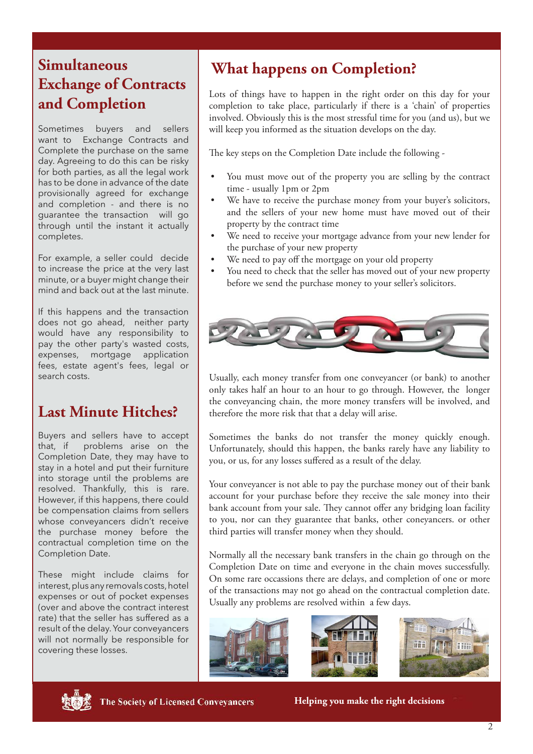## Simultaneous Exchange of Contracts and Completion

Sometimes buyers and sellers want to Exchange Contracts and Complete the purchase on the same day. Agreeing to do this can be risky for both parties, as all the legal work has to be done in advance of the date provisionally agreed for exchange and completion - and there is no guarantee the transaction will go through until the instant it actually completes.

For example, a seller could decide to increase the price at the very last minute, or a buyer might change their mind and back out at the last minute.

If this happens and the transaction does not go ahead, neither party would have any responsibility to pay the other party's wasted costs, expenses, mortgage application fees, estate agent's fees, legal or search costs.

## Last Minute Hitches?

Buyers and sellers have to accept that, if problems arise on the Completion Date, they may have to stay in a hotel and put their furniture into storage until the problems are resolved. Thankfully, this is rare. However, if this happens, there could be compensation claims from sellers whose conveyancers didn't receive the purchase money before the contractual completion time on the Completion Date.

These might include claims for interest, plus any removals costs, hotel expenses or out of pocket expenses (over and above the contract interest rate) that the seller has suffered as a result of the delay. Your conveyancers will not normally be responsible for covering these losses.

## What happens on Completion?

Lots of things have to happen in the right order on this day for your completion to take place, particularly if there is a 'chain' of properties involved. Obviously this is the most stressful time for you (and us), but we will keep you informed as the situation develops on the day.

The key steps on the Completion Date include the following -

- You must move out of the property you are selling by the contract time - usually 1pm or 2pm
- We have to receive the purchase money from your buyer's solicitors, and the sellers of your new home must have moved out of their property by the contract time
- We need to receive your mortgage advance from your new lender for the purchase of your new property
- We need to pay off the mortgage on your old property
- You need to check that the seller has moved out of your new property before we send the purchase money to your seller's solicitors.

Usually, each money transfer from one conveyancer (or bank) to another only takes half an hour to an hour to go through. However, the longer the conveyancing chain, the more money transfers will be involved, and therefore the more risk that that a delay will arise.

Sometimes the banks do not transfer the money quickly enough. Unfortunately, should this happen, the banks rarely have any liability to you, or us, for any losses suffered as a result of the delay.

Your conveyancer is not able to pay the purchase money out of their bank account for your purchase before they receive the sale money into their bank account from your sale. They cannot offer any bridging loan facility to you, nor can they guarantee that banks, other coneyancers. or other third parties will transfer money when they should.

Normally all the necessary bank transfers in the chain go through on the Completion Date on time and everyone in the chain moves successfully. On some rare occassions there are delays, and completion of one or more of the transactions may not go ahead on the contractual completion date. Usually any problems are resolved within a few days.

The Society of Licensed Conveyancers

Helping you make the right decisions